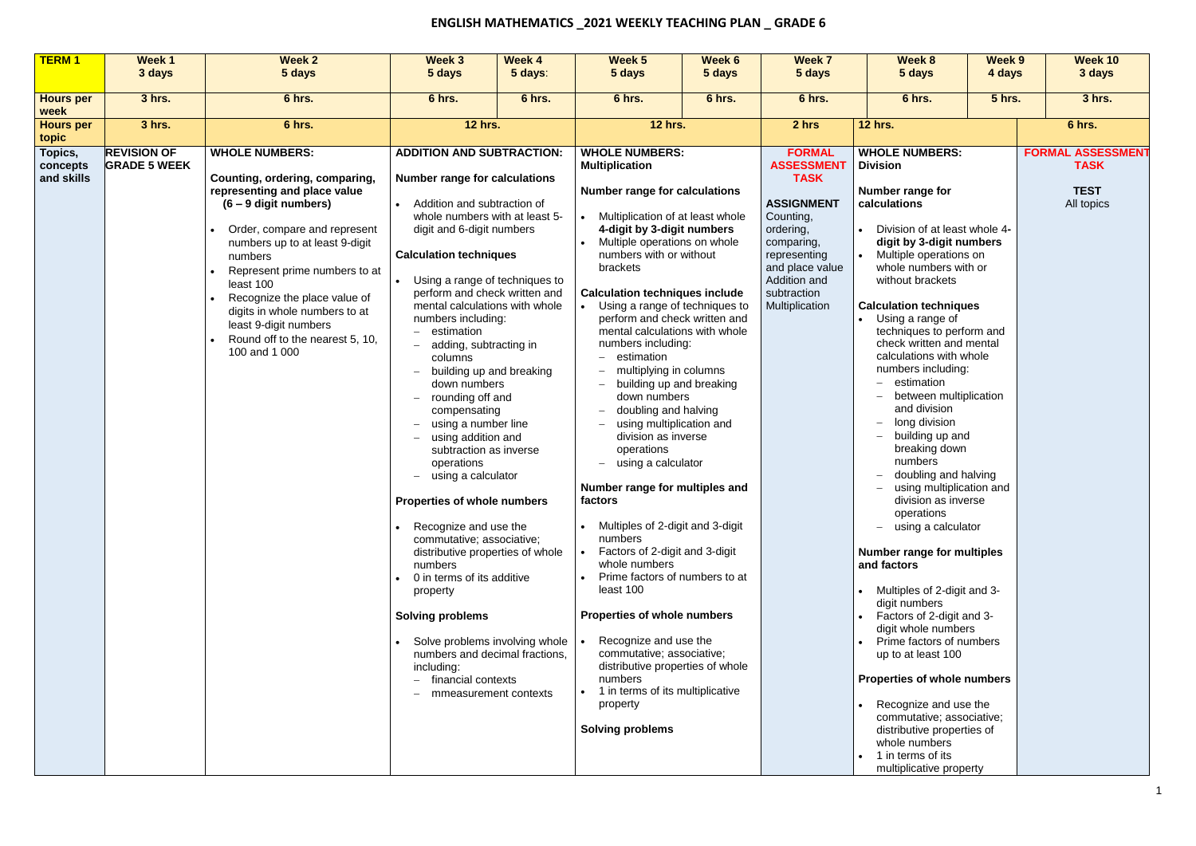# ENGLISH MATHEMATICS _2021 WEEKLY TEACHING PLAN _ GRADE 6

| TERM 1 | Week 1 3 days | Week 2 5 days | Week 3 5 days | Week 4 5 days: | Week 5 5 days | Week 6 5 days | Week 7 5 days | Week 8 5 days | Week 9 4 days | Week 10 3 days |
|---|---|---|---|---|---|---|---|---|---|---|
| **Hours per week** | 3 hrs. | 6 hrs. | 6 hrs. | 6 hrs. | 6 hrs. | 6 hrs. | 6 hrs. | 6 hrs. | 5 hrs. | 3 hrs. |
| **Hours per topic** | 3 hrs. | 6 hrs. | 12 hrs. | | 12 hrs. | | 2 hrs | 12 hrs. | | 6 hrs. |
| **Topics, concepts and skills** | **REVISION OF GRADE 5 WEEK** | **WHOLE NUMBERS:**<br><br>**Counting, ordering, comparing, representing and place value (6 – 9 digit numbers)**<br><br>• Order, compare and represent numbers up to at least 9-digit numbers<br>• Represent prime numbers to at least 100<br>• Recognize the place value of digits in whole numbers to at least 9-digit numbers<br>• Round off to the nearest 5, 10, 100 and 1 000 | **ADDITION AND SUBTRACTION:**<br><br>**Number range for calculations**<br><br>• Addition and subtraction of whole numbers with at least 5-digit and 6-digit numbers<br><br>**Calculation techniques**<br><br>• Using a range of techniques to perform and check written and mental calculations with whole numbers including:<br>– estimation<br>– adding, subtracting in columns<br>– building up and breaking down numbers<br>– rounding off and compensating<br>– using a number line<br>– using addition and subtraction as inverse operations<br>– using a calculator<br><br>**Properties of whole numbers**<br><br>• Recognize and use the commutative; associative; distributive properties of whole numbers<br>• 0 in terms of its additive property<br><br>**Solving problems**<br><br>• Solve problems involving whole numbers and decimal fractions, including:<br>– financial contexts<br>– mmeasurement contexts | | **WHOLE NUMBERS: Multiplication**<br><br>**Number range for calculations**<br><br>• Multiplication of at least whole **4-digit by 3-digit numbers**<br>• Multiple operations on whole numbers with or without brackets<br><br>**Calculation techniques include**<br>• Using a range of techniques to perform and check written and mental calculations with whole numbers including:<br>– estimation<br>– multiplying in columns<br>– building up and breaking down numbers<br>– doubling and halving<br>– using multiplication and division as inverse operations<br>– using a calculator<br><br>**Number range for multiples and factors**<br><br>• Multiples of 2-digit and 3-digit numbers<br>• Factors of 2-digit and 3-digit whole numbers<br>• Prime factors of numbers to at least 100<br><br>**Properties of whole numbers**<br><br>• Recognize and use the commutative; associative; distributive properties of whole numbers<br>• 1 in terms of its multiplicative property<br><br>**Solving problems** | | **FORMAL ASSESSMENT TASK**<br><br>**ASSIGNMENT**<br>Counting, ordering, comparing, representing and place value<br>Addition and subtraction<br>Multiplication | **WHOLE NUMBERS: Division**<br><br>**Number range for calculations**<br><br>• Division of at least whole **4-digit by 3-digit numbers**<br>• Multiple operations on whole numbers with or without brackets<br><br>**Calculation techniques**<br>• Using a range of techniques to perform and check written and mental calculations with whole numbers including:<br>– estimation<br>– between multiplication and division<br>– long division<br>– building up and breaking down numbers<br>– doubling and halving<br>– using multiplication and division as inverse operations<br>– using a calculator<br><br>**Number range for multiples and factors**<br><br>• Multiples of 2-digit and 3-digit numbers<br>• Factors of 2-digit and 3-digit whole numbers<br>• Prime factors of numbers up to at least 100<br><br>**Properties of whole numbers**<br><br>• Recognize and use the commutative; associative; distributive properties of whole numbers<br>• 1 in terms of its multiplicative property | | **FORMAL ASSESSMENT TASK**<br><br>**TEST**<br>All topics |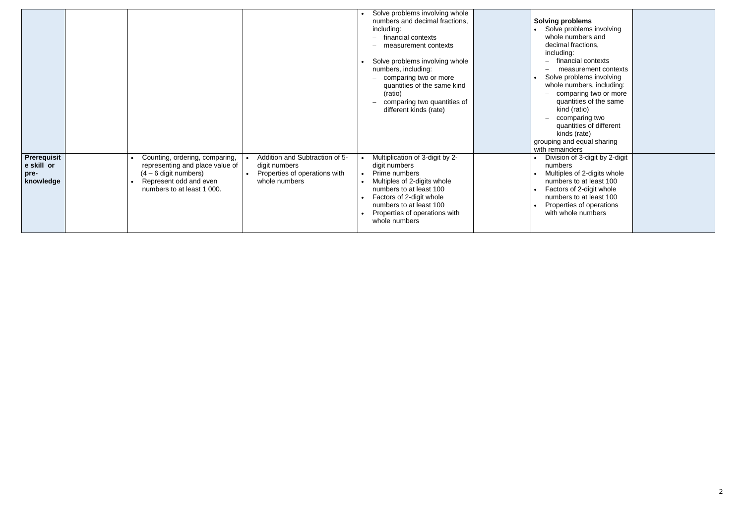| | | | | | | | |
|---|---|---|---|---|---|---|---|
| | | | | • Solve problems involving whole numbers and decimal fractions, including:<br>– financial contexts<br>– measurement contexts<br><br>• Solve problems involving whole numbers, including:<br>– comparing two or more quantities of the same kind (ratio)<br>– comparing two quantities of different kinds (rate) | | **Solving problems**<br>• Solve problems involving whole numbers and decimal fractions, including:<br>– financial contexts<br>– measurement contexts<br>• Solve problems involving whole numbers, including:<br>– comparing two or more quantities of the same kind (ratio)<br>– ccomparing two quantities of different kinds (rate)<br>grouping and equal sharing with remainders | |
| **Prerequisit e skill or pre-knowledge** | | • Counting, ordering, comparing, representing and place value of (4 – 6 digit numbers)<br>• Represent odd and even numbers to at least 1 000. | • Addition and Subtraction of 5-digit numbers<br>• Properties of operations with whole numbers | • Multiplication of 3-digit by 2-digit numbers<br>• Prime numbers<br>• Multiples of 2-digits whole numbers to at least 100<br>• Factors of 2-digit whole numbers to at least 100<br>• Properties of operations with whole numbers | | • Division of 3-digit by 2-digit numbers<br>• Multiples of 2-digits whole numbers to at least 100<br>• Factors of 2-digit whole numbers to at least 100<br>• Properties of operations with whole numbers | |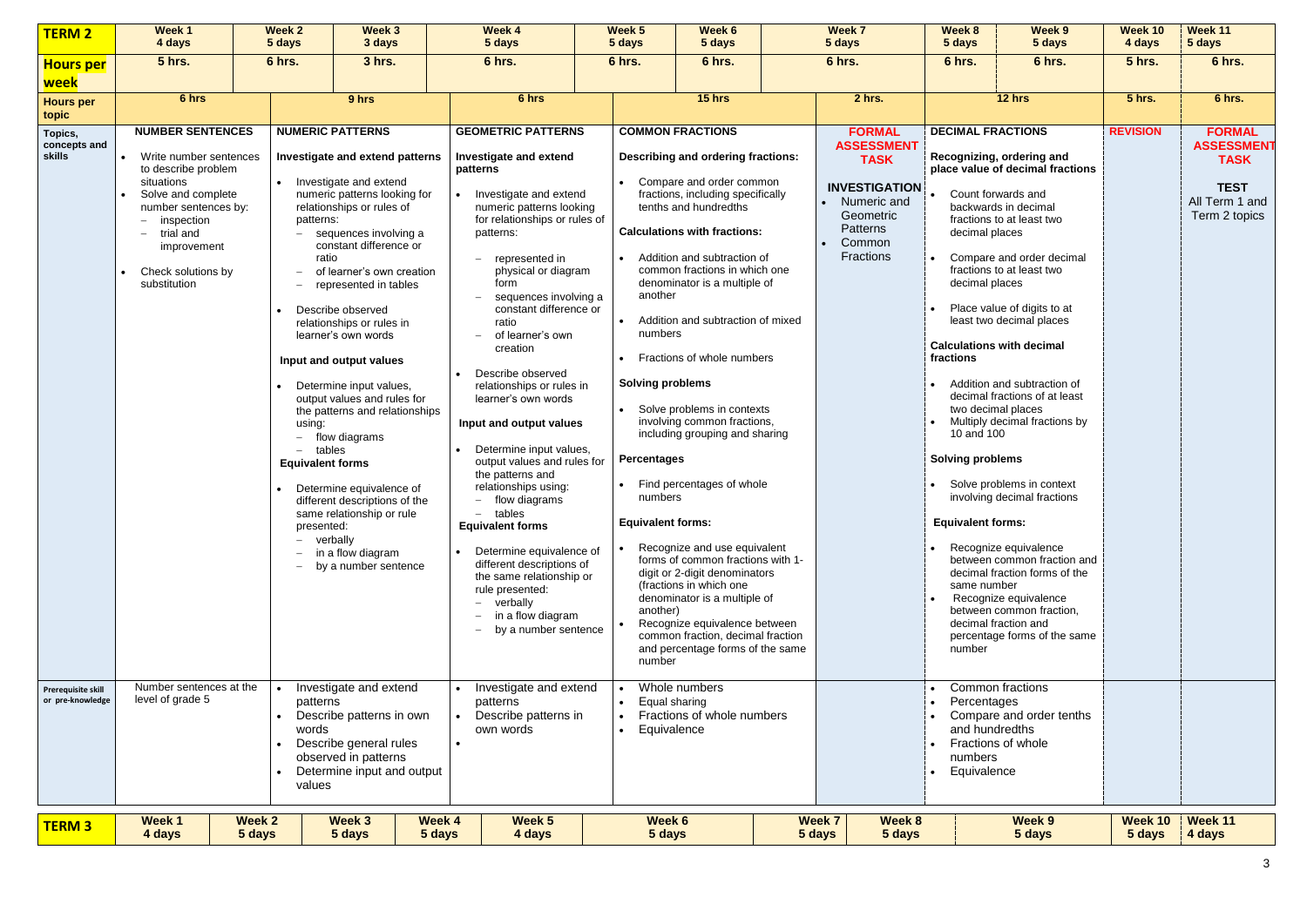| TERM 2 | Week 1<br>4 days | Week 2<br>5 days | Week 3<br>3 days | Week 4<br>5 days | Week 5<br>5 days | Week 6<br>5 days | Week 7<br>5 days | Week 8<br>5 days | Week 9<br>5 days | Week 10<br>4 days | Week 11<br>5 days |
|---|---|---|---|---|---|---|---|---|---|---|---|
| **Hours per week** | 5 hrs. | 6 hrs. | 3 hrs. | 6 hrs. | 6 hrs. | 6 hrs. | 6 hrs. | 6 hrs. | 6 hrs. | 5 hrs. | 6 hrs. |
| **Hours per topic** | 6 hrs | 9 hrs | | 6 hrs | 15 hrs | | 2 hrs. | 12 hrs | | 5 hrs. | 6 hrs. |
| **Topics, concepts and skills** | **NUMBER SENTENCES**<br>• Write number sentences to describe problem situations<br>• Solve and complete number sentences by:<br>– inspection<br>– trial and improvement<br>• Check solutions by substitution | **NUMERIC PATTERNS**<br>**Investigate and extend patterns**<br>• Investigate and extend numeric patterns looking for relationships or rules of patterns:<br>– sequences involving a constant difference or ratio<br>– of learner's own creation<br>– represented in tables<br>• Describe observed relationships or rules in learner's own words<br>**Input and output values**<br>• Determine input values, output values and rules for the patterns and relationships using:<br>– flow diagrams<br>– tables<br>**Equivalent forms**<br>• Determine equivalence of different descriptions of the same relationship or rule presented:<br>– verbally<br>– in a flow diagram<br>– by a number sentence | | **GEOMETRIC PATTERNS**<br>**Investigate and extend patterns**<br>• Investigate and extend numeric patterns looking for relationships or rules of patterns:<br>– represented in physical or diagram form<br>– sequences involving a constant difference or ratio<br>– of learner's own creation<br>• Describe observed relationships or rules in learner's own words<br>**Input and output values**<br>• Determine input values, output values and rules for the patterns and relationships using:<br>– flow diagrams<br>– tables<br>**Equivalent forms**<br>• Determine equivalence of different descriptions of the same relationship or rule presented:<br>– verbally<br>– in a flow diagram<br>– by a number sentence | **COMMON FRACTIONS**<br>**Describing and ordering fractions:**<br>• Compare and order common fractions, including specifically tenths and hundredths<br>**Calculations with fractions:**<br>• Addition and subtraction of common fractions in which one denominator is a multiple of another<br>• Addition and subtraction of mixed numbers<br>• Fractions of whole numbers<br>**Solving problems**<br>• Solve problems in contexts involving common fractions, including grouping and sharing<br>**Percentages**<br>• Find percentages of whole numbers<br>**Equivalent forms:**<br>• Recognize and use equivalent forms of common fractions with 1-digit or 2-digit denominators (fractions in which one denominator is a multiple of another)<br>• Recognize equivalence between common fraction, decimal fraction and percentage forms of the same number | | **FORMAL ASSESSMENT TASK**<br>**INVESTIGATION**<br>• Numeric and Geometric Patterns<br>• Common Fractions | **DECIMAL FRACTIONS**<br>**Recognizing, ordering and place value of decimal fractions**<br>• Count forwards and backwards in decimal fractions to at least two decimal places<br>• Compare and order decimal fractions to at least two decimal places<br>• Place value of digits to at least two decimal places<br>**Calculations with decimal fractions**<br>• Addition and subtraction of decimal fractions of at least two decimal places<br>• Multiply decimal fractions by 10 and 100<br>**Solving problems**<br>• Solve problems in context involving decimal fractions<br>**Equivalent forms:**<br>• Recognize equivalence between common fraction and decimal fraction forms of the same number<br>• Recognize equivalence between common fraction, decimal fraction and percentage forms of the same number | | **REVISION** | **FORMAL ASSESSMENT TASK**<br>**TEST**<br>All Term 1 and Term 2 topics |
| **Prerequisite skill or pre-knowledge** | Number sentences at the level of grade 5 | • Investigate and extend patterns<br>• Describe patterns in own words<br>• Describe general rules observed in patterns<br>• Determine input and output values | | • Investigate and extend patterns<br>• Describe patterns in own words<br>• | • Whole numbers<br>• Equal sharing<br>• Fractions of whole numbers<br>• Equivalence | | | • Common fractions<br>• Percentages<br>• Compare and order tenths and hundredths<br>• Fractions of whole numbers<br>• Equivalence | | | |

| TERM 3 | Week 1<br>4 days | Week 2<br>5 days | Week 3<br>5 days | Week 4<br>5 days | Week 5<br>4 days | Week 6<br>5 days | Week 7<br>5 days | Week 8<br>5 days | Week 9<br>5 days | Week 10<br>5 days | Week 11<br>4 days |
|---|---|---|---|---|---|---|---|---|---|---|---|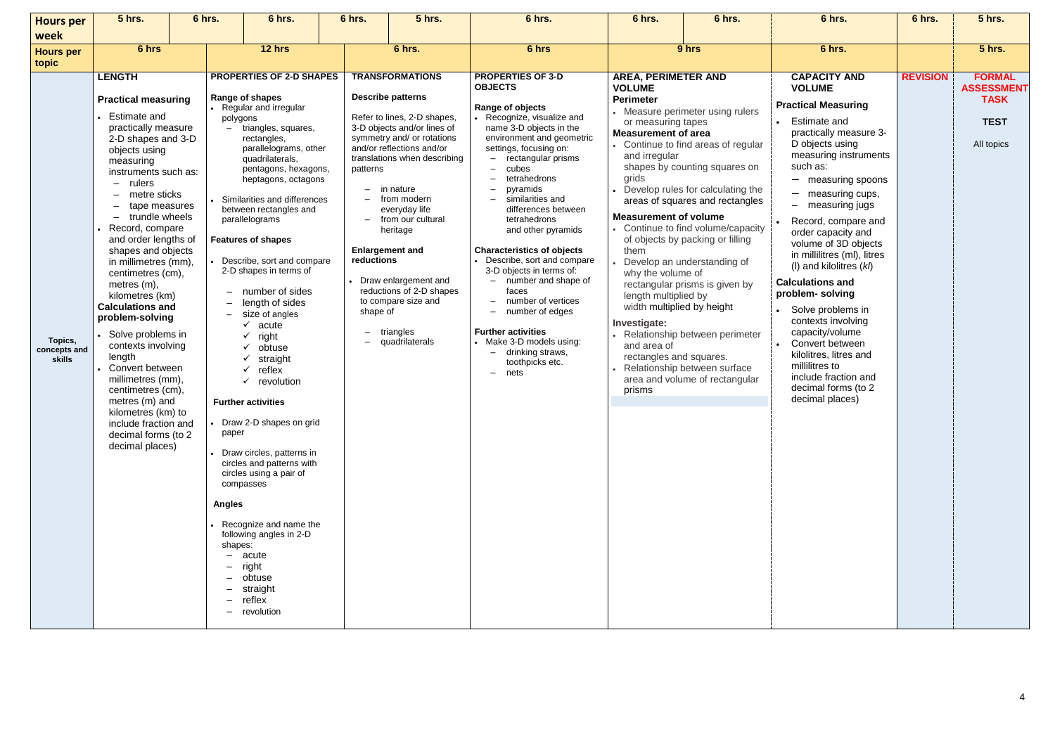| Hours per week | 5 hrs. | 6 hrs. | 6 hrs. | 6 hrs. | 5 hrs. | 6 hrs. | 6 hrs. | 6 hrs. | 6 hrs. | 6 hrs. | 5 hrs. |
|---|---|---|---|---|---|---|---|---|---|---|---|
| Hours per topic | 6 hrs | 12 hrs | | 6 hrs. | | 6 hrs | 9 hrs | | 6 hrs. | | 5 hrs. |
| Topics, concepts and skills | **LENGTH**<br><br>**Practical measuring**<br>• Estimate and practically measure 2-D shapes and 3-D objects using measuring instruments such as:<br>– rulers<br>– metre sticks<br>– tape measures<br>– trundle wheels<br>• Record, compare and order lengths of shapes and objects in millimetres (mm), centimetres (cm), metres (m), kilometres (km)<br>**Calculations and problem-solving**<br>• Solve problems in contexts involving length<br>• Convert between millimetres (mm), centimetres (cm), metres (m) and kilometres (km) to include fraction and decimal forms (to 2 decimal places) | **PROPERTIES OF 2-D SHAPES**<br><br>**Range of shapes**<br>• Regular and irregular polygons<br>– triangles, squares, rectangles, parallelograms, other quadrilaterals, pentagons, hexagons, heptagons, octagons<br>• Similarities and differences between rectangles and parallelograms<br><br>**Features of shapes**<br>• Describe, sort and compare 2-D shapes in terms of<br>– number of sides<br>– length of sides<br>– size of angles<br>✓ acute<br>✓ right<br>✓ obtuse<br>✓ straight<br>✓ reflex<br>✓ revolution<br><br>**Further activities**<br>• Draw 2-D shapes on grid paper<br>• Draw circles, patterns in circles and patterns with circles using a pair of compasses<br><br>**Angles**<br>• Recognize and name the following angles in 2-D shapes:<br>– acute<br>– right<br>– obtuse<br>– straight<br>– reflex<br>– revolution | | **TRANSFORMATIONS**<br><br>**Describe patterns**<br>Refer to lines, 2-D shapes, 3-D objects and/or lines of symmetry and/ or rotations and/or reflections and/or translations when describing patterns<br>– in nature<br>– from modern everyday life<br>– from our cultural heritage<br><br>**Enlargement and reductions**<br>• Draw enlargement and reductions of 2-D shapes to compare size and shape of<br>– triangles<br>– quadrilaterals | | **PROPERTIES OF 3-D OBJECTS**<br><br>**Range of objects**<br>• Recognize, visualize and name 3-D objects in the environment and geometric settings, focusing on:<br>– rectangular prisms<br>– cubes<br>– tetrahedrons<br>– pyramids<br>– similarities and differences between tetrahedrons and other pyramids<br><br>**Characteristics of objects**<br>• Describe, sort and compare 3-D objects in terms of:<br>– number and shape of faces<br>– number of vertices<br>– number of edges<br><br>**Further activities**<br>• Make 3-D models using:<br>– drinking straws, toothpicks etc.<br>– nets | **AREA, PERIMETER AND VOLUME**<br>**Perimeter**<br>• Measure perimeter using rulers or measuring tapes<br>**Measurement of area**<br>• Continue to find areas of regular and irregular shapes by counting squares on grids<br>• Develop rules for calculating the areas of squares and rectangles<br>**Measurement of volume**<br>• Continue to find volume/capacity of objects by packing or filling them<br>• Develop an understanding of why the volume of rectangular prisms is given by length multiplied by width multiplied by height<br>**Investigate:**<br>• Relationship between perimeter and area of rectangles and squares.<br>• Relationship between surface area and volume of rectangular prisms | | **CAPACITY AND VOLUME**<br>**Practical Measuring**<br>• Estimate and practically measure 3-D objects using measuring instruments such as:<br>– measuring spoons<br>– measuring cups,<br>– measuring jugs<br>• Record, compare and order capacity and volume of 3D objects in millilitres (ml), litres (l) and kilolitres (*kl*)<br>**Calculations and problem- solving**<br>• Solve problems in contexts involving capacity/volume<br>• Convert between kilolitres, litres and millilitres to include fraction and decimal forms (to 2 decimal places) | **REVISION** | **FORMAL ASSESSMENT TASK**<br><br>**TEST**<br><br>All topics |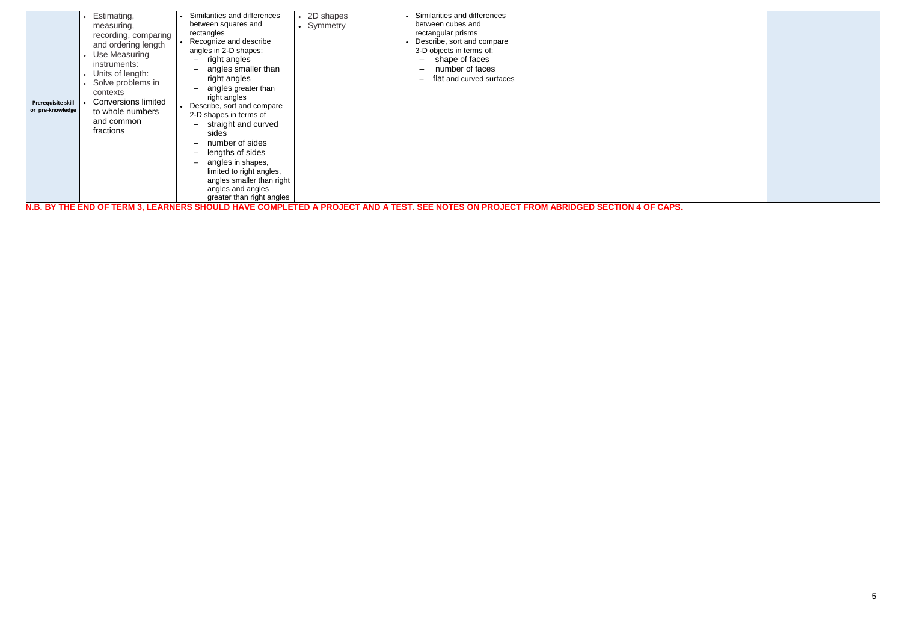| | | | | | | | | |
|---|---|---|---|---|---|---|---|---|
| **Prerequisite skill or pre-knowledge** | • Estimating, measuring, recording, comparing and ordering length<br>• Use Measuring instruments:<br>• Units of length:<br>• Solve problems in contexts<br>• Conversions limited to whole numbers and common fractions | • Similarities and differences between squares and rectangles<br>• Recognize and describe angles in 2-D shapes:<br>– right angles<br>– angles smaller than right angles<br>– angles greater than right angles<br>• Describe, sort and compare 2-D shapes in terms of<br>– straight and curved sides<br>– number of sides<br>– lengths of sides<br>– angles in shapes, limited to right angles, angles smaller than right angles and angles greater than right angles | • 2D shapes<br>• Symmetry | • Similarities and differences between cubes and rectangular prisms<br>• Describe, sort and compare 3-D objects in terms of:<br>– shape of faces<br>– number of faces<br>– flat and curved surfaces | | | | |

**N.B. BY THE END OF TERM 3, LEARNERS SHOULD HAVE COMPLETED A PROJECT AND A TEST. SEE NOTES ON PROJECT FROM ABRIDGED SECTION 4 OF CAPS.**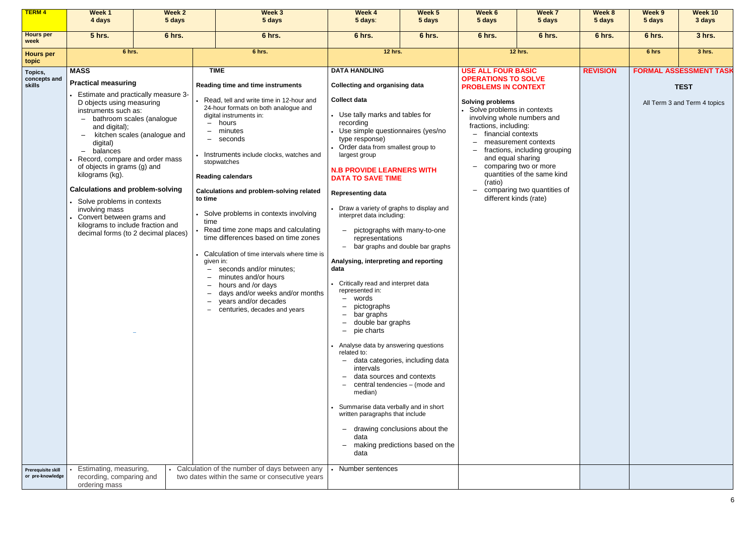| TERM 4 | Week 1 4 days | Week 2 5 days | Week 3 5 days | Week 4 5 days: | Week 5 5 days | Week 6 5 days | Week 7 5 days | Week 8 5 days | Week 9 5 days | Week 10 3 days |
|---|---|---|---|---|---|---|---|---|---|---|
| **Hours per week** | 5 hrs. | 6 hrs. | 6 hrs. | 6 hrs. | 6 hrs. | 6 hrs. | 6 hrs. | 6 hrs. | 6 hrs. | 3 hrs. |
| **Hours per topic** | 6 hrs. | | 6 hrs. | 12 hrs. | | 12 hrs. | | | 6 hrs | 3 hrs. |
| **Topics, concepts and skills** | **MASS**<br><br>**Practical measuring**<br>• Estimate and practically measure 3-D objects using measuring instruments such as:<br>– bathroom scales (analogue and digital);<br>– kitchen scales (analogue and digital)<br>– balances<br>• Record, compare and order mass of objects in grams (g) and kilograms (kg).<br><br>**Calculations and problem-solving**<br>• Solve problems in contexts involving mass<br>• Convert between grams and kilograms to include fraction and decimal forms (to 2 decimal places) | | **TIME**<br><br>**Reading time and time instruments**<br>• Read, tell and write time in 12-hour and 24-hour formats on both analogue and digital instruments in:<br>– hours<br>– minutes<br>– seconds<br>• Instruments include clocks, watches and stopwatches<br><br>**Reading calendars**<br><br>**Calculations and problem-solving related to time**<br>• Solve problems in contexts involving time<br>• Read time zone maps and calculating time differences based on time zones<br>• Calculation of time intervals where time is given in:<br>– seconds and/or minutes;<br>– minutes and/or hours<br>– hours and /or days<br>– days and/or weeks and/or months<br>– years and/or decades<br>– centuries, decades and years | **DATA HANDLING**<br><br>**Collecting and organising data**<br><br>**Collect data**<br>• Use tally marks and tables for recording<br>• Use simple questionnaires (yes/no type response)<br>• Order data from smallest group to largest group<br><br>**N.B PROVIDE LEARNERS WITH DATA TO SAVE TIME**<br><br>**Representing data**<br>• Draw a variety of graphs to display and interpret data including:<br>– pictographs with many-to-one representations<br>– bar graphs and double bar graphs<br><br>**Analysing, interpreting and reporting data**<br>• Critically read and interpret data represented in:<br>– words<br>– pictographs<br>– bar graphs<br>– double bar graphs<br>– pie charts<br>• Analyse data by answering questions related to:<br>– data categories, including data intervals<br>– data sources and contexts<br>– central tendencies – (mode and median)<br>• Summarise data verbally and in short written paragraphs that include<br>– drawing conclusions about the data<br>– making predictions based on the data | | **USE ALL FOUR BASIC OPERATIONS TO SOLVE PROBLEMS IN CONTEXT**<br><br>**Solving problems**<br>• Solve problems in contexts involving whole numbers and fractions, including:<br>– financial contexts<br>– measurement contexts<br>– fractions, including grouping and equal sharing<br>– comparing two or more quantities of the same kind (ratio)<br>– comparing two quantities of different kinds (rate) | | **REVISION** | **FORMAL ASSESSMENT TASK**<br><br>**TEST**<br><br>All Term 3 and Term 4 topics | |
| **Prerequisite skill or pre-knowledge** | • Estimating, measuring, recording, comparing and ordering mass | | • Calculation of the number of days between any two dates within the same or consecutive years | • Number sentences | | | | | | |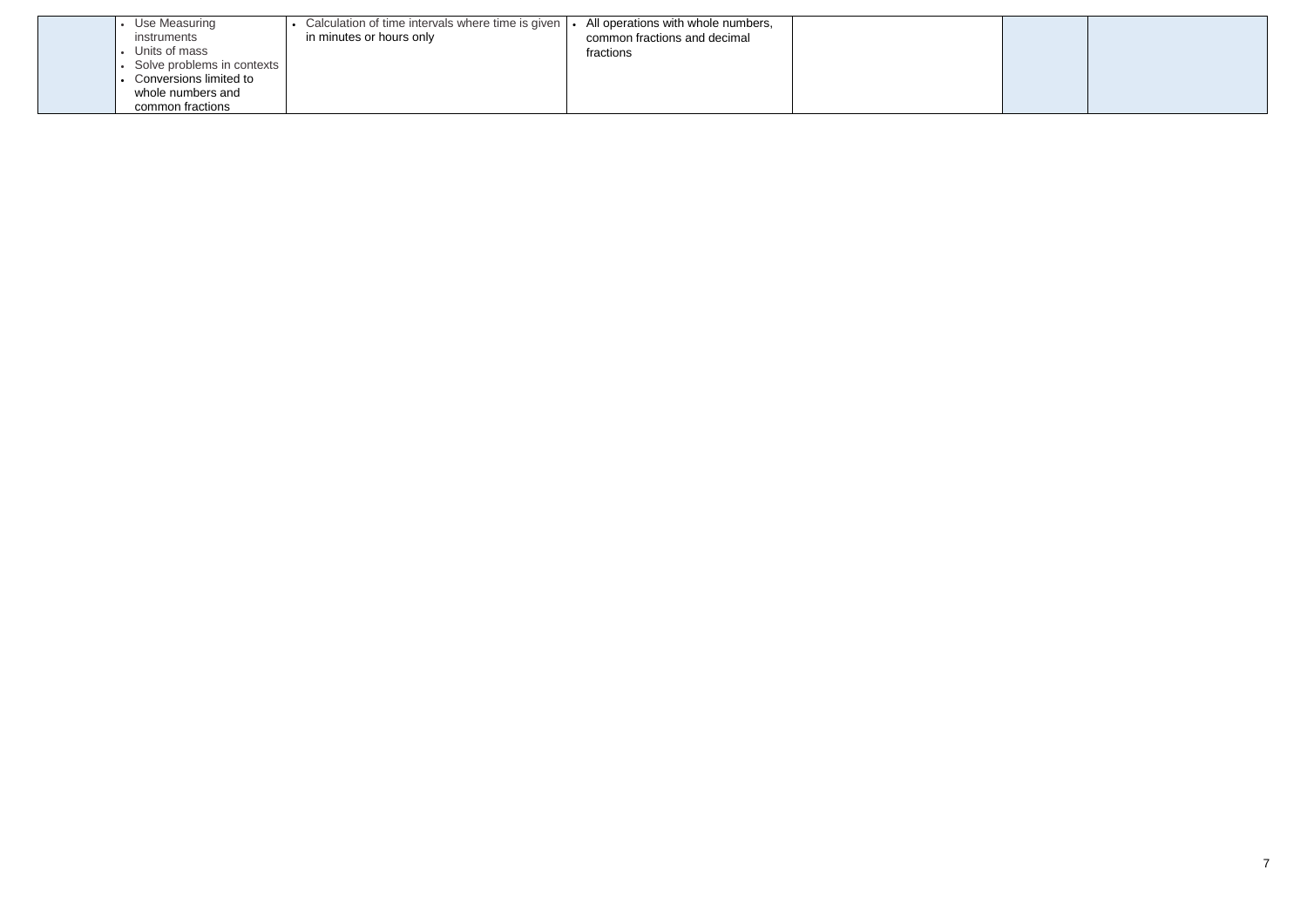| | | | | | | |
|---|---|---|---|---|---|---|
| | • Use Measuring instruments<br>• Units of mass<br>• Solve problems in contexts<br>• Conversions limited to whole numbers and common fractions | • Calculation of time intervals where time is given in minutes or hours only | • All operations with whole numbers, common fractions and decimal fractions | | | |